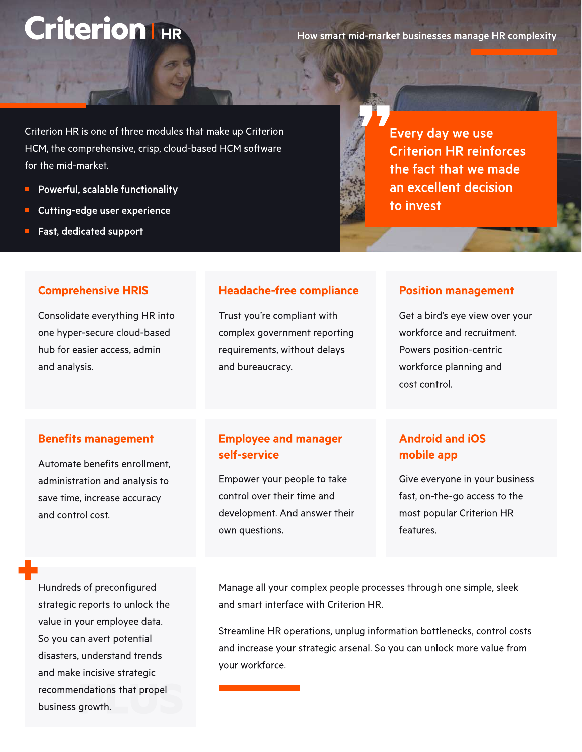# Criterion HR

How smart mid-market businesses manage HR complexity

Criterion HR is one of three modules that make up Criterion HCM, the comprehensive, crisp, cloud-based HCM software for the mid-market.

- **Powerful, scalable functionality**
- **Cutting-edge user experience**
- **Fast, dedicated support**

> **Every day we use Criterion HR reinforces the fact that we made an excellent decision to invest**

### Comprehensive HRIS

Consolidate everything HR into one hyper-secure cloud-based hub for easier access, admin and analysis.

### Headache-free compliance

Trust you're compliant with complex government reporting requirements, without delays and bureaucracy.

### Position management

Get a bird's eye view over your workforce and recruitment. Powers position-centric workforce planning and cost control.

### Benefits management

Automate benefits enrollment, administration and analysis to save time, increase accuracy and control cost.

### Employee and manager self-service

Empower your people to take control over their time and development. And answer their own questions.

### Android and iOS mobile app

Give everyone in your business fast, on-the-go access to the most popular Criterion HR features.

### PLUS

Hundreds of preconfigured strategic reports to unlock the value in your employee data. So you can avert potential disasters, understand trends and make incisive strategic recommendations that propel business growth.

Manage all your complex people processes through one simple, sleek and smart interface with Criterion HR.

Streamline HR operations, unplug information bottlenecks, control costs and increase your strategic arsenal. So you can unlock more value from your workforce.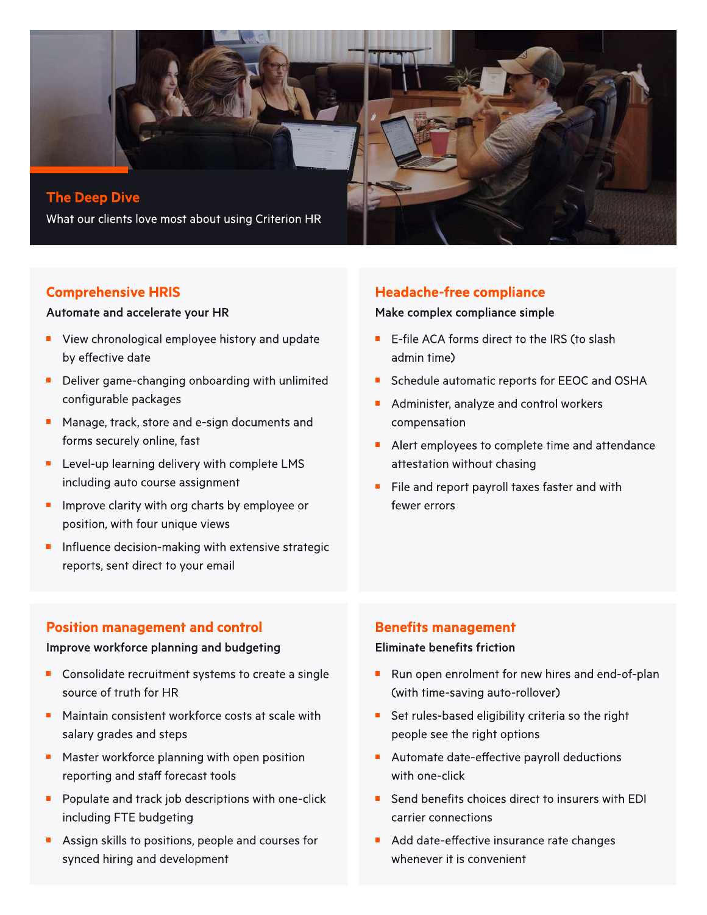## The Deep Dive

What our clients love most about using Criterion HR

### Comprehensive HRIS

**Automate and accelerate your HR**

- View chronological employee history and update by effective date
- Deliver game-changing onboarding with unlimited configurable packages
- Manage, track, store and e-sign documents and forms securely online, fast
- Level-up learning delivery with complete LMS including auto course assignment
- Improve clarity with org charts by employee or position, with four unique views
- Influence decision-making with extensive strategic reports, sent direct to your email

### Headache-free compliance

**Make complex compliance simple**

- E-file ACA forms direct to the IRS (to slash admin time)
- Schedule automatic reports for EEOC and OSHA
- Administer, analyze and control workers compensation
- Alert employees to complete time and attendance attestation without chasing
- File and report payroll taxes faster and with fewer errors

### Position management and control

**Improve workforce planning and budgeting**

- Consolidate recruitment systems to create a single source of truth for HR
- Maintain consistent workforce costs at scale with salary grades and steps
- Master workforce planning with open position reporting and staff forecast tools
- Populate and track job descriptions with one-click including FTE budgeting
- Assign skills to positions, people and courses for synced hiring and development

### Benefits management

**Eliminate benefits friction**

- Run open enrolment for new hires and end-of-plan (with time-saving auto-rollover)
- Set rules-based eligibility criteria so the right people see the right options
- Automate date-effective payroll deductions with one-click
- Send benefits choices direct to insurers with EDI carrier connections
- Add date-effective insurance rate changes whenever it is convenient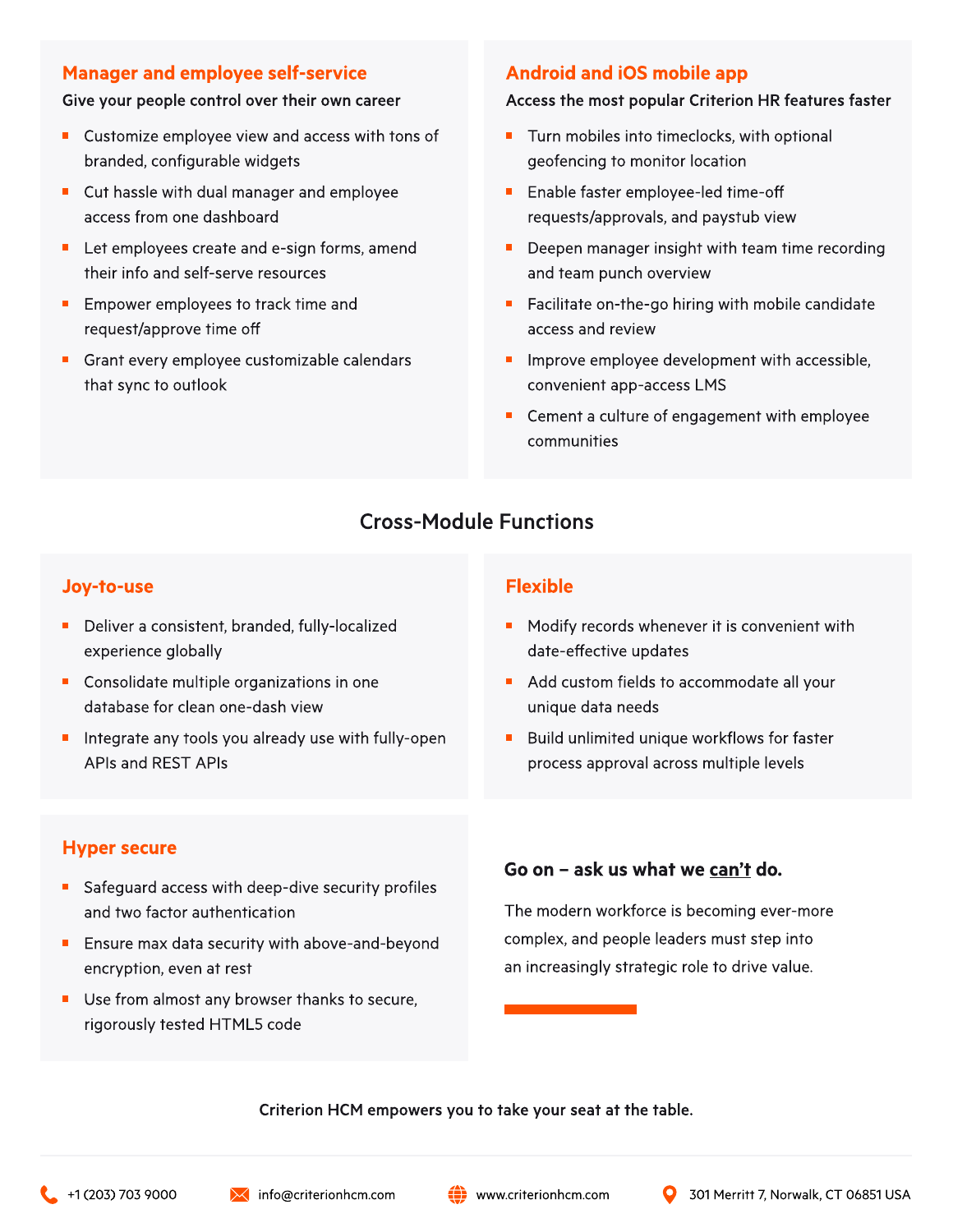### Manager and employee self-service

**Give your people control over their own career**

- Customize employee view and access with tons of branded, configurable widgets
- Cut hassle with dual manager and employee access from one dashboard
- Let employees create and e-sign forms, amend their info and self-serve resources
- Empower employees to track time and request/approve time off
- Grant every employee customizable calendars that sync to outlook

### Android and iOS mobile app

**Access the most popular Criterion HR features faster**

- Turn mobiles into timeclocks, with optional geofencing to monitor location
- Enable faster employee-led time-off requests/approvals, and paystub view
- Deepen manager insight with team time recording and team punch overview
- Facilitate on-the-go hiring with mobile candidate access and review
- Improve employee development with accessible, convenient app-access LMS
- Cement a culture of engagement with employee communities

## Cross-Module Functions

### Joy-to-use

- Deliver a consistent, branded, fully-localized experience globally
- Consolidate multiple organizations in one database for clean one-dash view
- Integrate any tools you already use with fully-open APIs and REST APIs

### Flexible

- Modify records whenever it is convenient with date-effective updates
- Add custom fields to accommodate all your unique data needs
- Build unlimited unique workflows for faster process approval across multiple levels

### Hyper secure

- Safeguard access with deep-dive security profiles and two factor authentication
- Ensure max data security with above-and-beyond encryption, even at rest
- Use from almost any browser thanks to secure, rigorously tested HTML5 code

**Go on – ask us what we can't do.**

The modern workforce is becoming ever-more complex, and people leaders must step into an increasingly strategic role to drive value.

**Criterion HCM empowers you to take your seat at the table.**

+1 (203) 703 9000 | info@criterionhcm.com | www.criterionhcm.com | 301 Merritt 7, Norwalk, CT 06851 USA